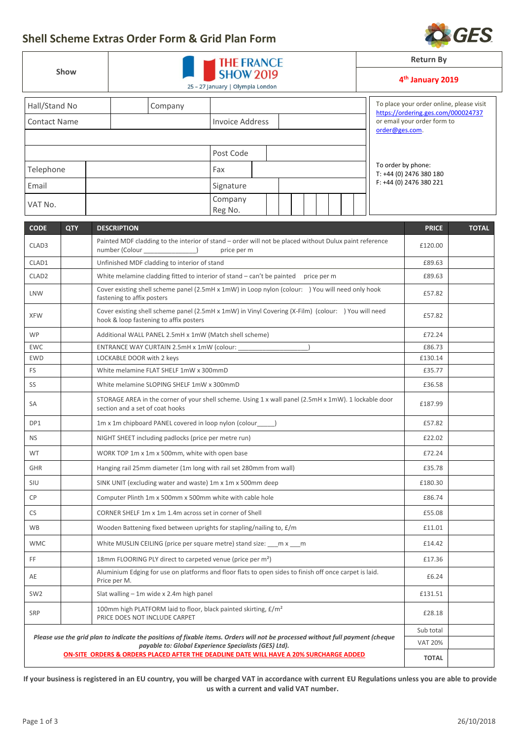# Shell Scheme Extras Order Form & Grid Plan Form

GES

| Show | THE FRANCE SHOW 2019<br>25 – 27 January \| Olympia London | Return By<br>4th January 2019 |
|---|---|---|

| Hall/Stand No | | Company | |
|---|---|---|---|
| Contact Name | | Invoice Address | |
| | | | |
| | | Post Code | |
| Telephone | | Fax | |
| Email | | Signature | |
| VAT No. | | Company Reg No. | |

To place your order online, please visit https://ordering.ges.com/000024737 or email your order form to order@ges.com.

To order by phone:
T: +44 (0) 2476 380 180
F: +44 (0) 2476 380 221

| CODE | QTY | DESCRIPTION | PRICE | TOTAL |
|---|---|---|---|---|
| CLAD3 | | Painted MDF cladding to the interior of stand – order will not be placed without Dulux paint reference number (Colour ______________) price per m | £120.00 | |
| CLAD1 | | Unfinished MDF cladding to interior of stand | £89.63 | |
| CLAD2 | | White melamine cladding fitted to interior of stand – can't be painted price per m | £89.63 | |
| LNW | | Cover existing shell scheme panel (2.5mH x 1mW) in Loop nylon (colour: ) You will need only hook fastening to affix posters | £57.82 | |
| XFW | | Cover existing shell scheme panel (2.5mH x 1mW) in Vinyl Covering (X-Film) (colour: ) You will need hook & loop fastening to affix posters | £57.82 | |
| WP | | Additional WALL PANEL 2.5mH x 1mW (Match shell scheme) | £72.24 | |
| EWC | | ENTRANCE WAY CURTAIN 2.5mH x 1mW (colour: ___________________) | £86.73 | |
| EWD | | LOCKABLE DOOR with 2 keys | £130.14 | |
| FS | | White melamine FLAT SHELF 1mW x 300mmD | £35.77 | |
| SS | | White melamine SLOPING SHELF 1mW x 300mmD | £36.58 | |
| SA | | STORAGE AREA in the corner of your shell scheme. Using 1 x wall panel (2.5mH x 1mW). 1 lockable door section and a set of coat hooks | £187.99 | |
| DP1 | | 1m x 1m chipboard PANEL covered in loop nylon (colour_____) | £57.82 | |
| NS | | NIGHT SHEET including padlocks (price per metre run) | £22.02 | |
| WT | | WORK TOP 1m x 1m x 500mm, white with open base | £72.24 | |
| GHR | | Hanging rail 25mm diameter (1m long with rail set 280mm from wall) | £35.78 | |
| SIU | | SINK UNIT (excluding water and waste) 1m x 1m x 500mm deep | £180.30 | |
| CP | | Computer Plinth 1m x 500mm x 500mm white with cable hole | £86.74 | |
| CS | | CORNER SHELF 1m x 1m 1.4m across set in corner of Shell | £55.08 | |
| WB | | Wooden Battening fixed between uprights for stapling/nailing to, £/m | £11.01 | |
| WMC | | White MUSLIN CEILING (price per square metre) stand size: ___m x ___m | £14.42 | |
| FF | | 18mm FLOORING PLY direct to carpeted venue (price per m²) | £17.36 | |
| AE | | Aluminium Edging for use on platforms and floor flats to open sides to finish off once carpet is laid. Price per M. | £6.24 | |
| SW2 | | Slat walling – 1m wide x 2.4m high panel | £131.51 | |
| SRP | | 100mm high PLATFORM laid to floor, black painted skirting, £/m² PRICE DOES NOT INCLUDE CARPET | £28.18 | |
| | | | Sub total | |
| | | | VAT 20% | |
| | | | **TOTAL** | |

*Please use the grid plan to indicate the positions of fixable items. Orders will not be processed without full payment (cheque payable to: Global Experience Specialists (GES) Ltd).*

**ON-SITE ORDERS & ORDERS PLACED AFTER THE DEADLINE DATE WILL HAVE A 20% SURCHARGE ADDED**

**If your business is registered in an EU country, you will be charged VAT in accordance with current EU Regulations unless you are able to provide us with a current and valid VAT number.**

26/10/2018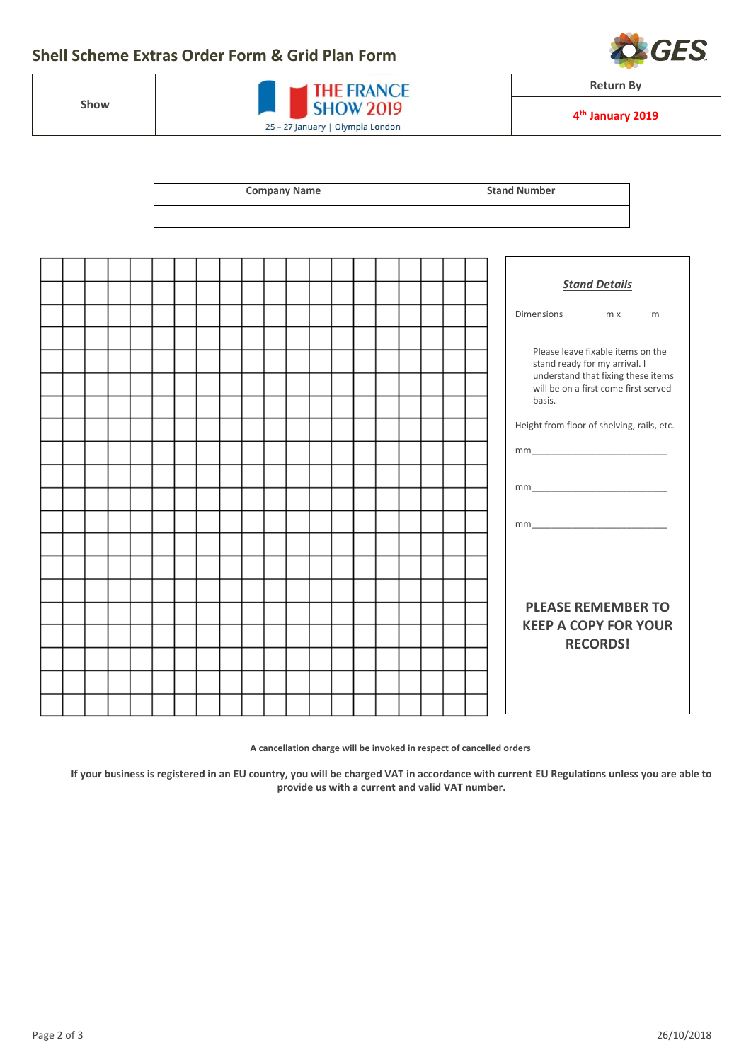# Shell Scheme Extras Order Form & Grid Plan Form

| Show | THE FRANCE SHOW 2019<br>25 – 27 January \| Olympia London | Return By<br>**4th January 2019** |
|---|---|---|

| Company Name | Stand Number |
|---|---|
| | |

***Stand Details***

Dimensions m x m

Please leave fixable items on the stand ready for my arrival. I understand that fixing these items will be on a first come first served basis.

Height from floor of shelving, rails, etc.

mm____________________________

mm____________________________

mm____________________________

**PLEASE REMEMBER TO KEEP A COPY FOR YOUR RECORDS!**

**A cancellation charge will be invoked in respect of cancelled orders**

**If your business is registered in an EU country, you will be charged VAT in accordance with current EU Regulations unless you are able to provide us with a current and valid VAT number.**

26/10/2018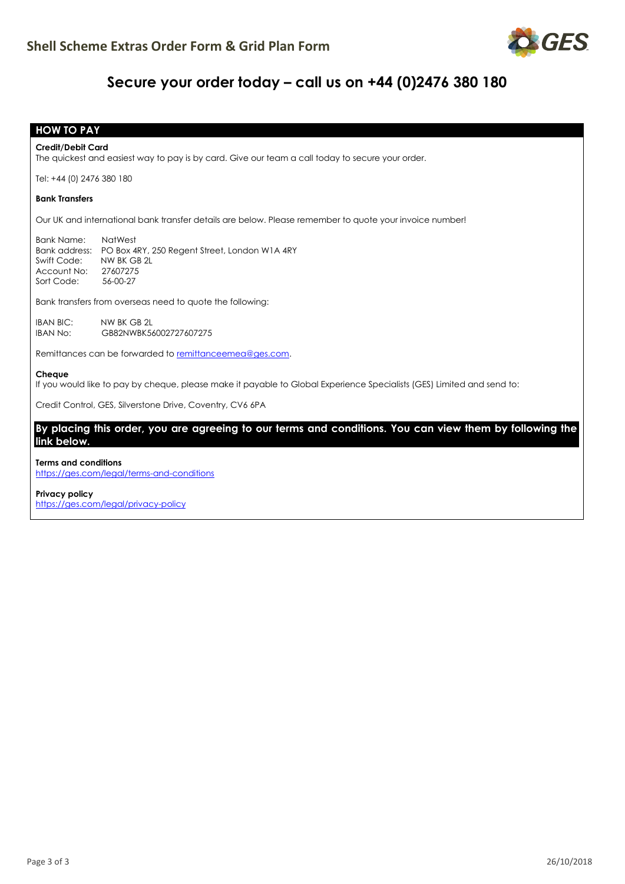# Shell Scheme Extras Order Form & Grid Plan Form

## Secure your order today – call us on +44 (0)2476 380 180

## HOW TO PAY

**Credit/Debit Card**
The quickest and easiest way to pay is by card. Give our team a call today to secure your order.

Tel: +44 (0) 2476 380 180

**Bank Transfers**

Our UK and international bank transfer details are below. Please remember to quote your invoice number!

Bank Name: NatWest
Bank address: PO Box 4RY, 250 Regent Street, London W1A 4RY
Swift Code: NW BK GB 2L
Account No: 27607275
Sort Code: 56-00-27

Bank transfers from overseas need to quote the following:

IBAN BIC: NW BK GB 2L
IBAN No: GB82NWBK56002727607275

Remittances can be forwarded to remittanceemea@ges.com.

**Cheque**
If you would like to pay by cheque, please make it payable to Global Experience Specialists (GES) Limited and send to:

Credit Control, GES, Silverstone Drive, Coventry, CV6 6PA

**By placing this order, you are agreeing to our terms and conditions. You can view them by following the link below.**

**Terms and conditions**
https://ges.com/legal/terms-and-conditions

**Privacy policy**
https://ges.com/legal/privacy-policy

26/10/2018